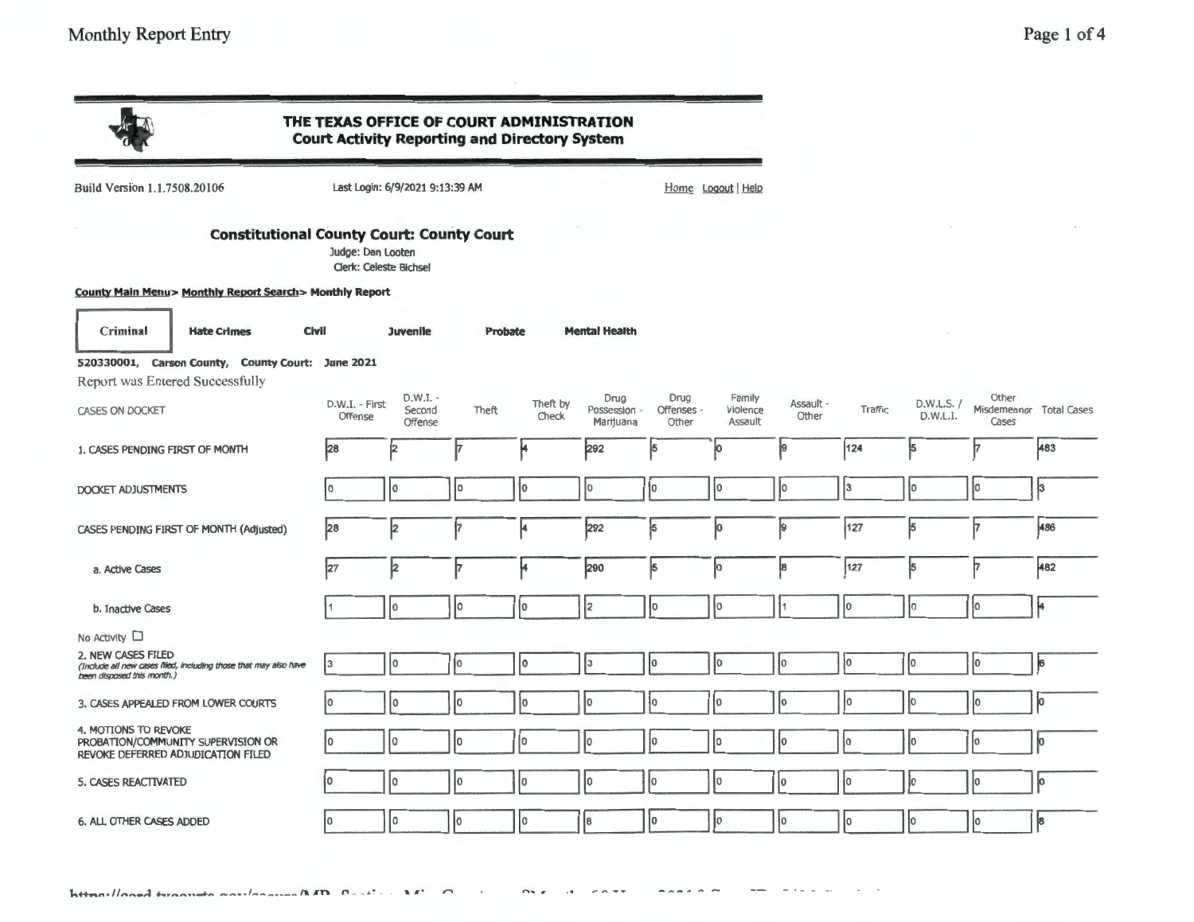# THE TEXAS OFFICE OF COURT ADMINISTRATION
## Court Activity Reporting and Directory System

Build Version 1.1.7508.20106

Last Login: 6/9/2021 9:13:39 AM

Home Logout | Help

### Constitutional County Court: County Court

Judge: Dan Looten

Clerk: Celeste Bichsel

**County Main Menu> Monthly Report Search> Monthly Report**

**Criminal** | **Hate Crimes** | **Civil** | **Juvenile** | **Probate** | **Mental Health**

**520330001, Carson County, County Court: June 2021**

Report was Entered Successfully

| CASES ON DOCKET | D.W.I. - First Offense | D.W.I. - Second Offense | Theft | Theft by Check | Drug Possession - Marijuana | Drug Offenses - Other | Family Violence Assault | Assault - Other | Traffic | D.W.L.S. / D.W.L.I. | Other Misdemeanor Cases | Total Cases |
|---|---|---|---|---|---|---|---|---|---|---|---|---|
| 1. CASES PENDING FIRST OF MONTH | 28 | 2 | 7 | 4 | 292 | 5 | 0 | 9 | 124 | 5 | 7 | 483 |
| DOCKET ADJUSTMENTS | 0 | 0 | 0 | 0 | 0 | 0 | 0 | 0 | 3 | 0 | 0 | 3 |
| CASES PENDING FIRST OF MONTH (Adjusted) | 28 | 2 | 7 | 4 | 292 | 5 | 0 | 9 | 127 | 5 | 7 | 486 |
| a. Active Cases | 27 | 2 | 7 | 4 | 290 | 5 | 0 | 8 | 127 | 5 | 7 | 482 |
| b. Inactive Cases | 1 | 0 | 0 | 0 | 2 | 0 | 0 | 1 | 0 | 0 | 0 | 4 |
| No Activity ☐ | | | | | | | | | | | | |
| 2. NEW CASES FILED *(Include all new cases filed, including those that may also have been disposed this month.)* | 3 | 0 | 0 | 0 | 3 | 0 | 0 | 0 | 0 | 0 | 0 | 6 |
| 3. CASES APPEALED FROM LOWER COURTS | 0 | 0 | 0 | 0 | 0 | 0 | 0 | 0 | 0 | 0 | 0 | 0 |
| 4. MOTIONS TO REVOKE PROBATION/COMMUNITY SUPERVISION OR REVOKE DEFERRED ADJUDICATION FILED | 0 | 0 | 0 | 0 | 0 | 0 | 0 | 0 | 0 | 0 | 0 | 0 |
| 5. CASES REACTIVATED | 0 | 0 | 0 | 0 | 0 | 0 | 0 | 0 | 0 | 0 | 0 | 0 |
| 6. ALL OTHER CASES ADDED | 0 | 0 | 0 | 0 | 8 | 0 | 0 | 0 | 0 | 0 | 0 | 8 |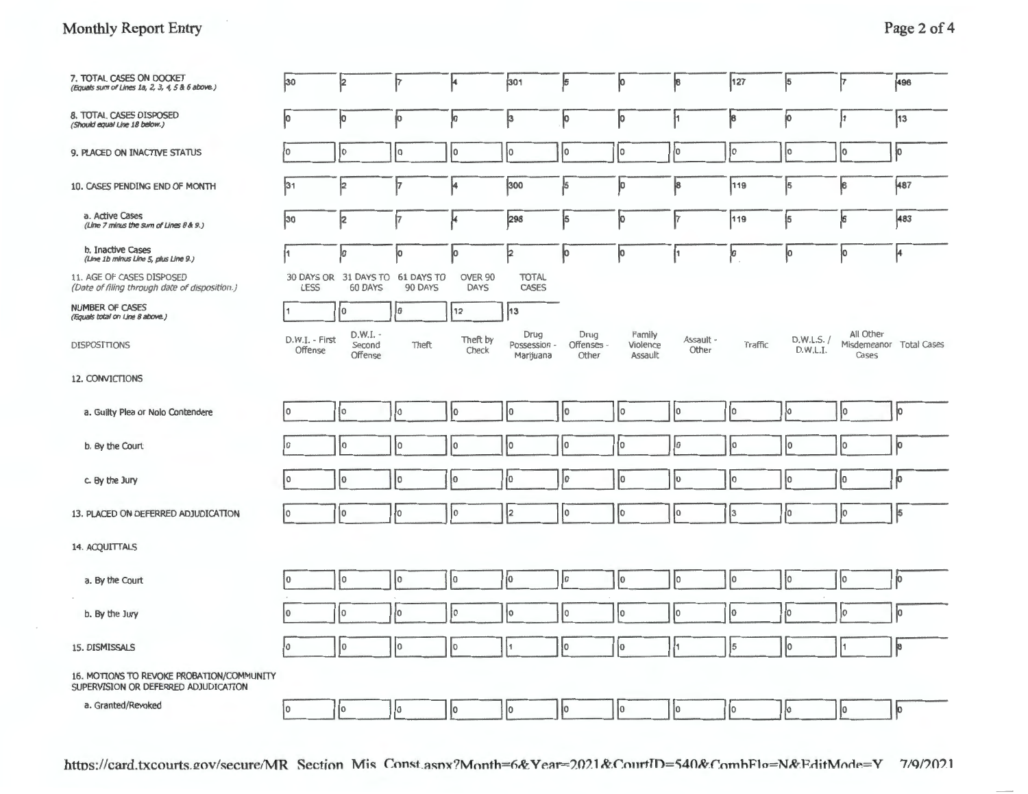| | D.W.I. - First Offense | D.W.I. - Second Offense | Theft | Theft by Check | Drug Possession - Marijuana | Drug Offenses - Other | Family Violence Assault | Assault - Other | Traffic | D.W.L.S. / D.W.L.I. | All Other Misdemeanor Cases | Total Cases |
|---|---|---|---|---|---|---|---|---|---|---|---|---|
| 7. TOTAL CASES ON DOCKET *(Equals sum of Lines 1a, 2, 3, 4, 5 & 6 above.)* | 30 | 2 | 7 | 4 | 301 | 5 | 0 | 8 | 127 | 5 | 7 | 496 |
| 8. TOTAL CASES DISPOSED *(Should equal Line 18 below.)* | 0 | 0 | 0 | 0 | 3 | 0 | 0 | 1 | 8 | 0 | 1 | 13 |
| 9. PLACED ON INACTIVE STATUS | 0 | 0 | 0 | 0 | 0 | 0 | 0 | 0 | 0 | 0 | 0 | 0 |
| 10. CASES PENDING END OF MONTH | 31 | 2 | 7 | 4 | 300 | 5 | 0 | 8 | 119 | 5 | 6 | 487 |
| a. Active Cases *(Line 7 minus the sum of Lines 8 & 9.)* | 30 | 2 | 7 | 4 | 298 | 5 | 0 | 7 | 119 | 5 | 6 | 483 |
| b. Inactive Cases *(Line 1b minus Line 5, plus Line 9.)* | 1 | 0 | 0 | 0 | 2 | 0 | 0 | 1 | 0 | 0 | 0 | 4 |

| 11. AGE OF CASES DISPOSED *(Date of filing through date of disposition.)* | 30 DAYS OR LESS | 31 DAYS TO 60 DAYS | 61 DAYS TO 90 DAYS | OVER 90 DAYS | TOTAL CASES |
|---|---|---|---|---|---|
| NUMBER OF CASES *(Equals total on Line 8 above.)* | 1 | 0 | 0 | 12 | 13 |

| DISPOSITIONS | D.W.I. - First Offense | D.W.I. - Second Offense | Theft | Theft by Check | Drug Possession - Marijuana | Drug Offenses - Other | Family Violence Assault | Assault - Other | Traffic | D.W.L.S. / D.W.L.I. | All Other Misdemeanor Cases | Total Cases |
|---|---|---|---|---|---|---|---|---|---|---|---|---|
| 12. CONVICTIONS | | | | | | | | | | | | |
| a. Guilty Plea or Nolo Contendere | 0 | 0 | 0 | 0 | 0 | 0 | 0 | 0 | 0 | 0 | 0 | 0 |
| b. By the Court | 0 | 0 | 0 | 0 | 0 | 0 | 0 | 0 | 0 | 0 | 0 | 0 |
| c. By the Jury | 0 | 0 | 0 | 0 | 0 | 0 | 0 | 0 | 0 | 0 | 0 | 0 |
| 13. PLACED ON DEFERRED ADJUDICATION | 0 | 0 | 0 | 0 | 2 | 0 | 0 | 0 | 3 | 0 | 0 | 5 |
| 14. ACQUITTALS | | | | | | | | | | | | |
| a. By the Court | 0 | 0 | 0 | 0 | 0 | 0 | 0 | 0 | 0 | 0 | 0 | 0 |
| b. By the Jury | 0 | 0 | 0 | 0 | 0 | 0 | 0 | 0 | 0 | 0 | 0 | 0 |
| 15. DISMISSALS | 0 | 0 | 0 | 0 | 1 | 0 | 0 | 1 | 5 | 0 | 1 | 8 |
| 16. MOTIONS TO REVOKE PROBATION/COMMUNITY SUPERVISION OR DEFERRED ADJUDICATION | | | | | | | | | | | | |
| a. Granted/Revoked | 0 | 0 | 0 | 0 | 0 | 0 | 0 | 0 | 0 | 0 | 0 | 0 |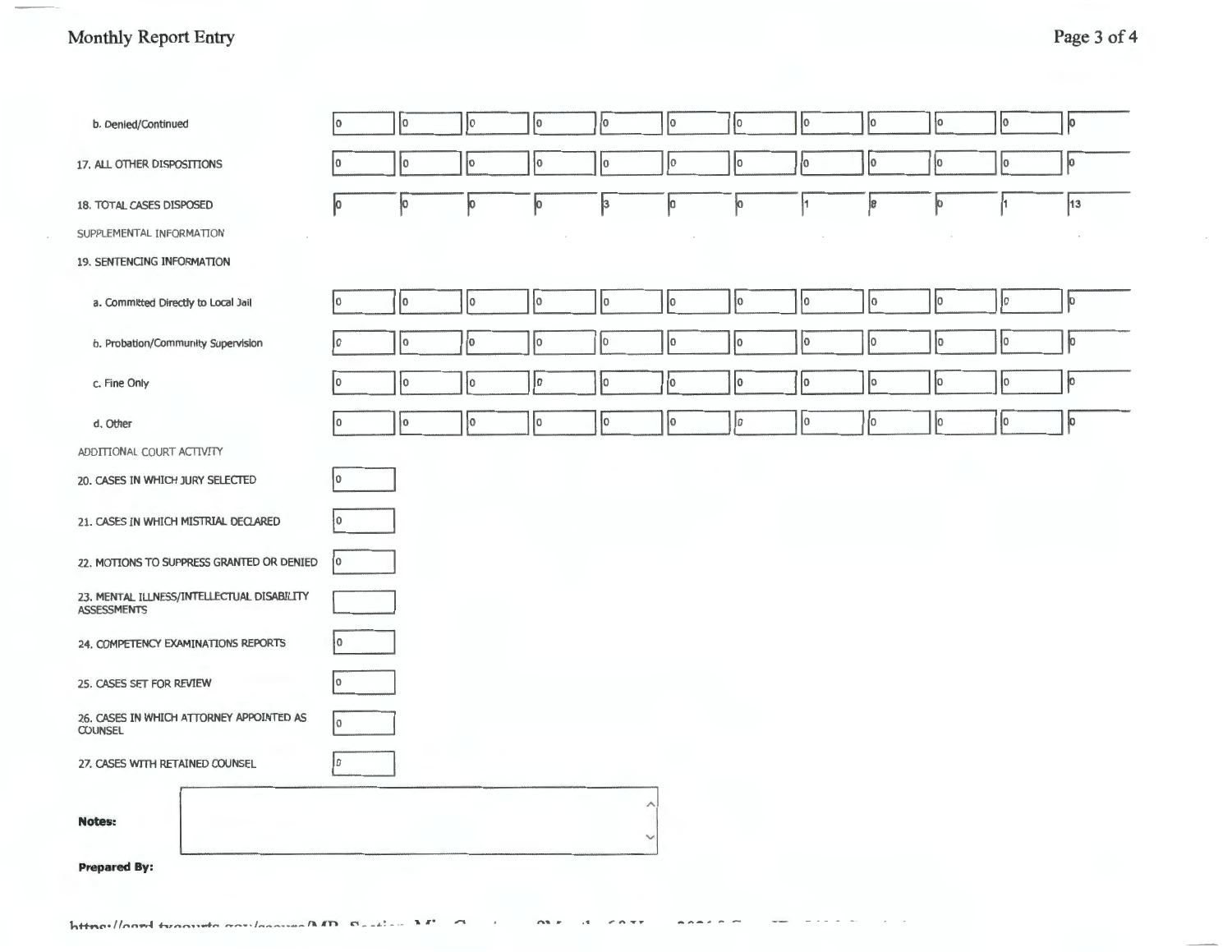| | | | | | | | | | | | | |
|---|---|---|---|---|---|---|---|---|---|---|---|---|
| b. Denied/Continued | 0 | 0 | 0 | 0 | 0 | 0 | 0 | 0 | 0 | 0 | 0 | 0 |
| 17. ALL OTHER DISPOSITIONS | 0 | 0 | 0 | 0 | 0 | 0 | 0 | 0 | 0 | 0 | 0 | 0 |
| 18. TOTAL CASES DISPOSED | 0 | 0 | 0 | 0 | 3 | 0 | 0 | 1 | 8 | 0 | 1 | 13 |
| SUPPLEMENTAL INFORMATION | | | | | | | | | | | | |
| 19. SENTENCING INFORMATION | | | | | | | | | | | | |
| a. Committed Directly to Local Jail | 0 | 0 | 0 | 0 | 0 | 0 | 0 | 0 | 0 | 0 | 0 | 0 |
| b. Probation/Community Supervision | 0 | 0 | 0 | 0 | 0 | 0 | 0 | 0 | 0 | 0 | 0 | 0 |
| c. Fine Only | 0 | 0 | 0 | 0 | 0 | 0 | 0 | 0 | 0 | 0 | 0 | 0 |
| d. Other | 0 | 0 | 0 | 0 | 0 | 0 | 0 | 0 | 0 | 0 | 0 | 0 |

ADDITIONAL COURT ACTIVITY

| | |
|---|---|
| 20. CASES IN WHICH JURY SELECTED | 0 |
| 21. CASES IN WHICH MISTRIAL DECLARED | 0 |
| 22. MOTIONS TO SUPPRESS GRANTED OR DENIED | 0 |
| 23. MENTAL ILLNESS/INTELLECTUAL DISABILITY ASSESSMENTS | |
| 24. COMPETENCY EXAMINATIONS REPORTS | 0 |
| 25. CASES SET FOR REVIEW | 0 |
| 26. CASES IN WHICH ATTORNEY APPOINTED AS COUNSEL | 0 |
| 27. CASES WITH RETAINED COUNSEL | 0 |

**Notes:**

**Prepared By:**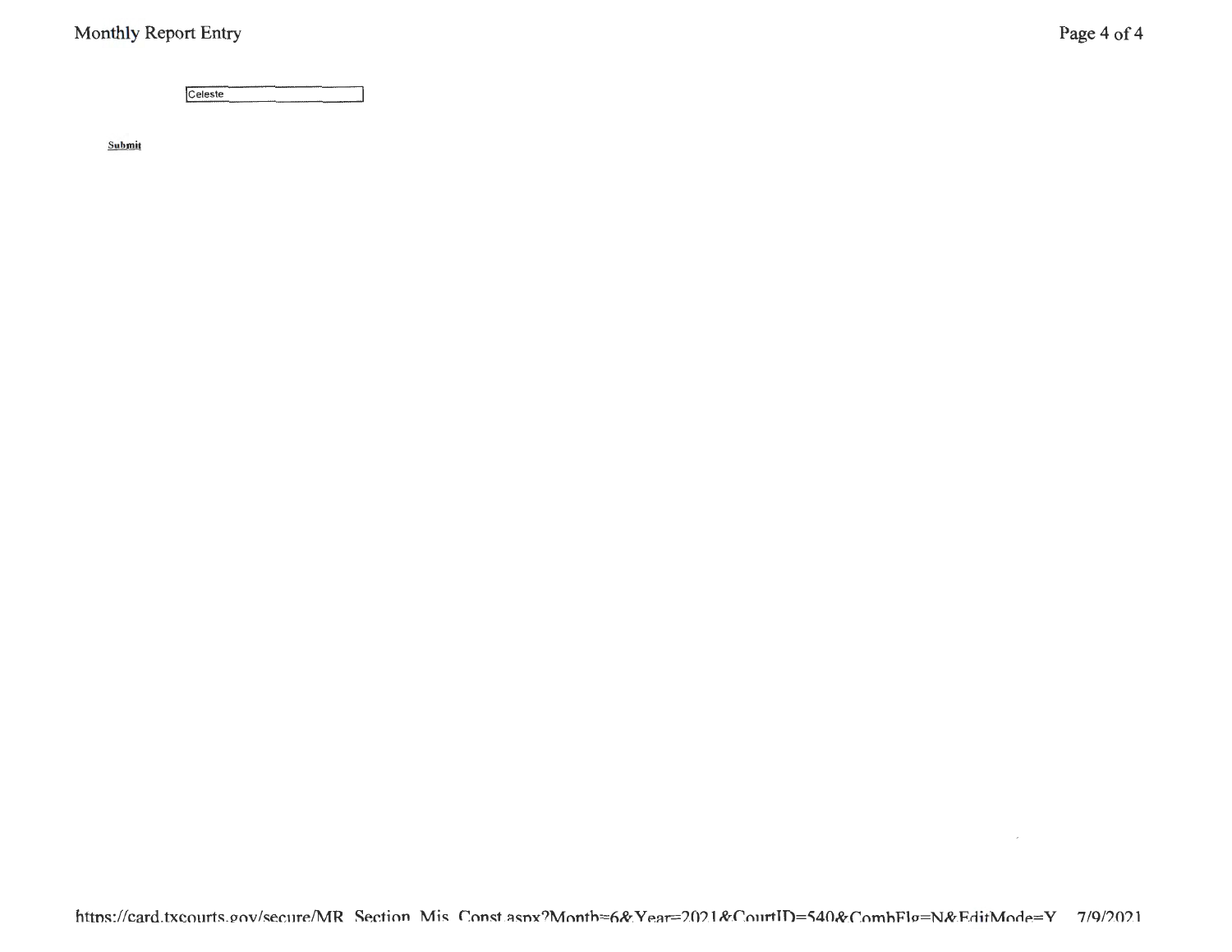Celeste

**Submit**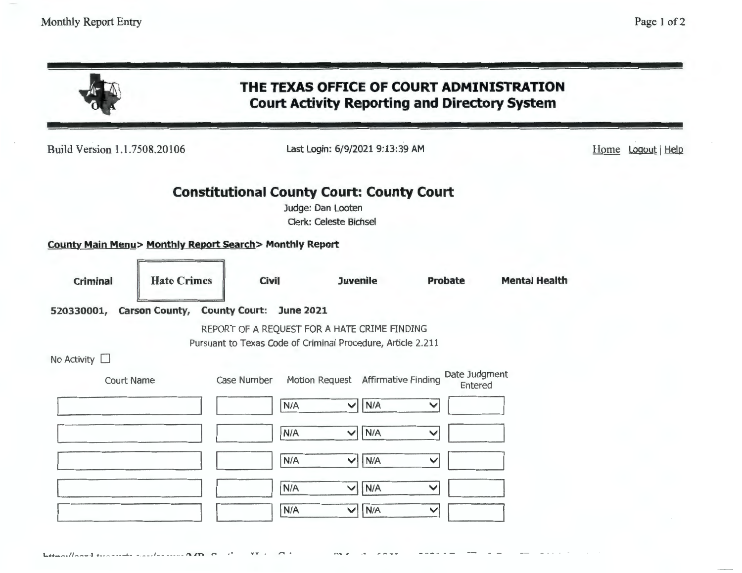# THE TEXAS OFFICE OF COURT ADMINISTRATION
## Court Activity Reporting and Directory System

Build Version 1.1.7508.20106 | Last Login: 6/9/2021 9:13:39 AM | Home Logout | Help

## Constitutional County Court: County Court

Judge: Dan Looten

Clerk: Celeste Bichsel

**County Main Menu> Monthly Report Search> Monthly Report**

**Criminal** | **Hate Crimes** | **Civil** | **Juvenile** | **Probate** | **Mental Health**

**520330001, Carson County, County Court: June 2021**

REPORT OF A REQUEST FOR A HATE CRIME FINDING

Pursuant to Texas Code of Criminal Procedure, Article 2.211

No Activity ☐

| Court Name | Case Number | Motion Request | Affirmative Finding | Date Judgment Entered |
|---|---|---|---|---|
| | | N/A | N/A | |
| | | N/A | N/A | |
| | | N/A | N/A | |
| | | N/A | N/A | |
| | | N/A | N/A | |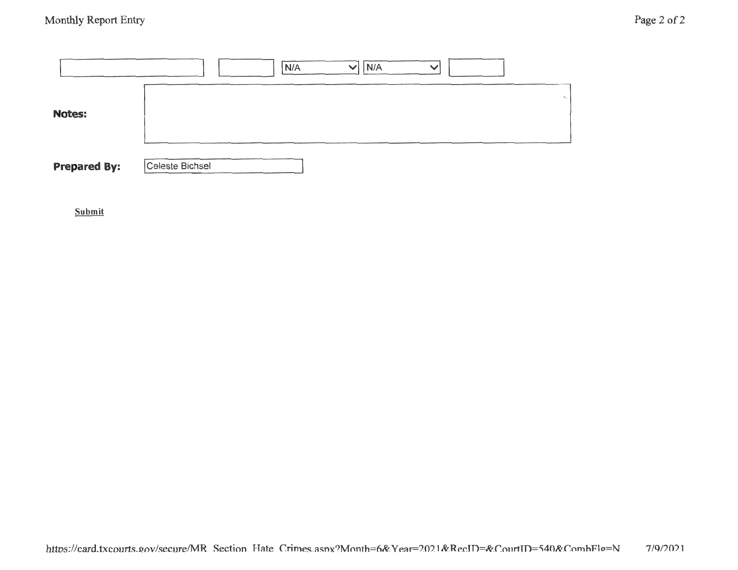|  |  | N/A | N/A |  |
|---|---|---|---|---|

**Notes:**

**Prepared By:** Celeste Bichsel

Submit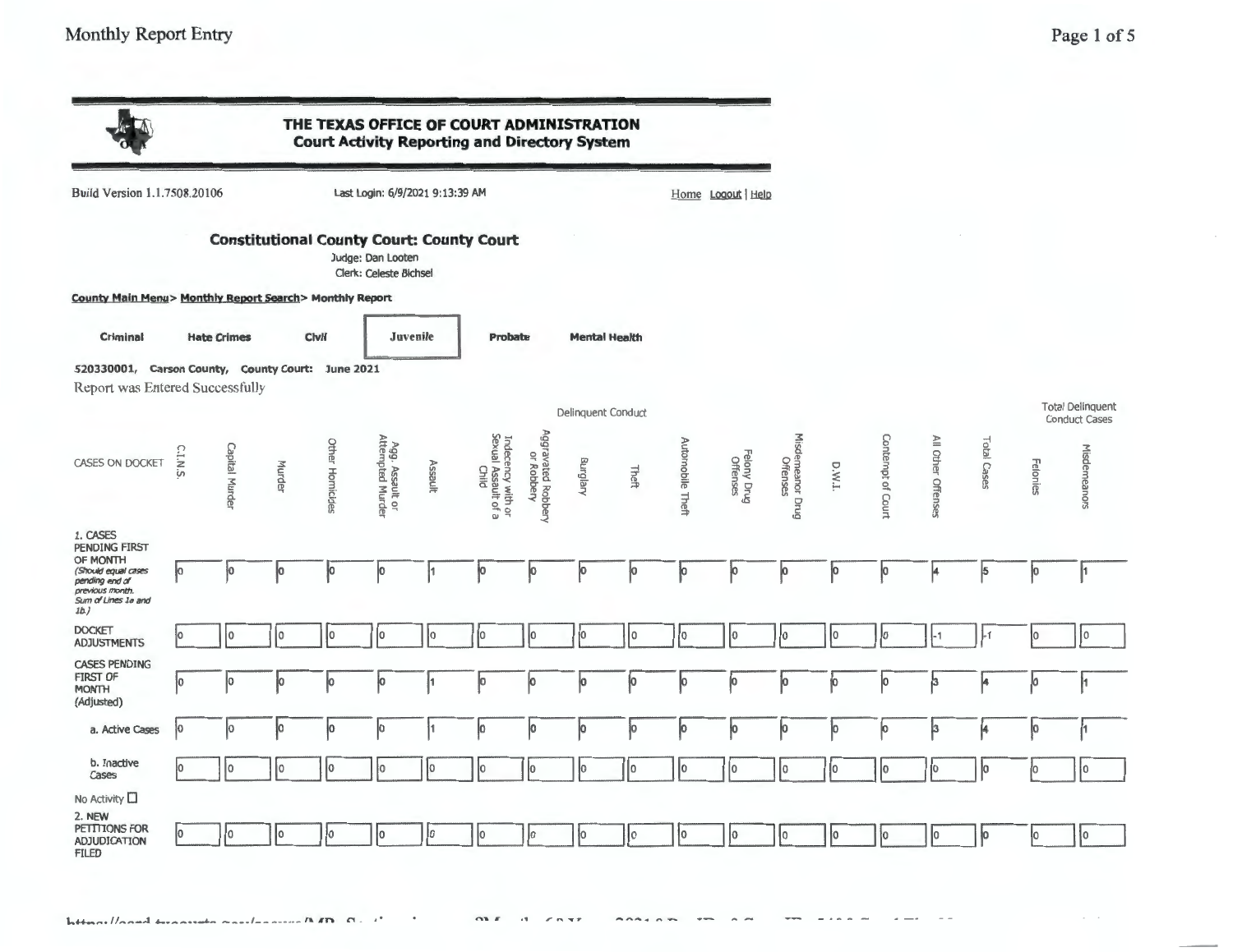**THE TEXAS OFFICE OF COURT ADMINISTRATION**
**Court Activity Reporting and Directory System**

Build Version 1.1.7508.20106 Last Login: 6/9/2021 9:13:39 AM Home Logout | Help

## Constitutional County Court: County Court

Judge: Dan Looten
Clerk: Celeste Bichsel

County Main Menu> Monthly Report Search> Monthly Report

Criminal | Hate Crimes | Civil | **Juvenile** | Probate | Mental Health

**520330001, Carson County, County Court: June 2021**

Report was Entered Successfully

| CASES ON DOCKET | C.I.N.S. | Delinquent Conduct | | | | | | | | | | | | | | | | Total Delinquent Conduct Cases | |
|---|---|---|---|---|---|---|---|---|---|---|---|---|---|---|---|---|---|---|---|
| | | Capital Murder | Murder | Other Homicides | Agg. Assault or Attempted Murder | Assault | Indecency with or Sexual Assault of a Child | Aggravated Robbery or Robbery | Burglary | Theft | Automobile Theft | Felony Drug Offenses | Misdemeanor Drug Offenses | D.W.I. | Contempt of Court | All Other Offenses | Total Cases | Felonies | Misdemeanors |
| 1. CASES PENDING FIRST OF MONTH (Should equal cases pending end of previous month. Sum of Lines 1a and 1b.) | 0 | 0 | 0 | 0 | 0 | 1 | 0 | 0 | 0 | 0 | 0 | 0 | 0 | 0 | 0 | 4 | 5 | 0 | 1 |
| DOCKET ADJUSTMENTS | 0 | 0 | 0 | 0 | 0 | 0 | 0 | 0 | 0 | 0 | 0 | 0 | 0 | 0 | 0 | -1 | -1 | 0 | 0 |
| CASES PENDING FIRST OF MONTH (Adjusted) | 0 | 0 | 0 | 0 | 0 | 1 | 0 | 0 | 0 | 0 | 0 | 0 | 0 | 0 | 0 | 3 | 4 | 0 | 1 |
| a. Active Cases | 0 | 0 | 0 | 0 | 0 | 1 | 0 | 0 | 0 | 0 | 0 | 0 | 0 | 0 | 0 | 3 | 4 | 0 | 1 |
| b. Inactive Cases | 0 | 0 | 0 | 0 | 0 | 0 | 0 | 0 | 0 | 0 | 0 | 0 | 0 | 0 | 0 | 0 | 0 | 0 | 0 |
| No Activity ☐ | | | | | | | | | | | | | | | | | | | |
| 2. NEW PETITIONS FOR ADJUDICATION FILED | 0 | 0 | 0 | 0 | 0 | 0 | 0 | 0 | 0 | 0 | 0 | 0 | 0 | 0 | 0 | 0 | 0 | 0 | 0 |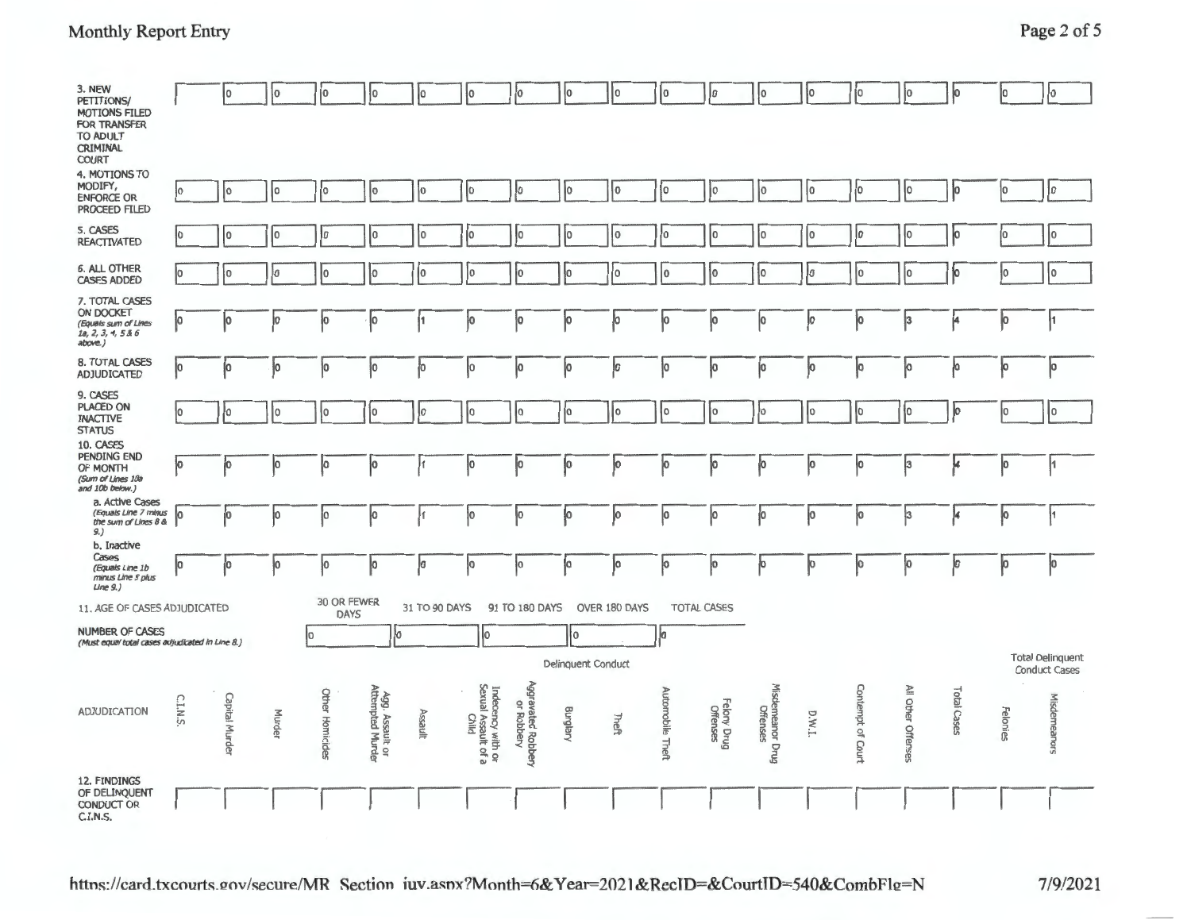| | | Delinquent Conduct | | | | | | | | | | | | | | | | Total Delinquent Conduct Cases | |
|---|---|---|---|---|---|---|---|---|---|---|---|---|---|---|---|---|---|---|---|
| | C.I.N.S. | Capital Murder | Murder | Other Homicides | Agg. Assault or Attempted Murder | Assault | Indecency with or Sexual Assault of a Child | Aggravated Robbery or Robbery | Burglary | Theft | Automobile Theft | Felony Drug Offenses | Misdemeanor Drug Offenses | D.W.I. | Contempt of Court | All Other Offenses | Total Cases | Felonies | Misdemeanors |
| 3. NEW PETITIONS/ MOTIONS FILED FOR TRANSFER TO ADULT CRIMINAL COURT | | 0 | 0 | 0 | 0 | 0 | 0 | 0 | 0 | 0 | 0 | 0 | 0 | 0 | 0 | 0 | 0 | 0 | 0 |
| 4. MOTIONS TO MODIFY, ENFORCE OR PROCEED FILED | 0 | 0 | 0 | 0 | 0 | 0 | 0 | 0 | 0 | 0 | 0 | 0 | 0 | 0 | 0 | 0 | 0 | 0 | 0 |
| 5. CASES REACTIVATED | 0 | 0 | 0 | 0 | 0 | 0 | 0 | 0 | 0 | 0 | 0 | 0 | 0 | 0 | 0 | 0 | 0 | 0 | 0 |
| 6. ALL OTHER CASES ADDED | 0 | 0 | 0 | 0 | 0 | 0 | 0 | 0 | 0 | 0 | 0 | 0 | 0 | 0 | 0 | 0 | 0 | 0 | 0 |
| 7. TOTAL CASES ON DOCKET *(Equals sum of Lines 1a, 2, 3, 4, 5 & 6 above.)* | 0 | 0 | 0 | 0 | 0 | 1 | 0 | 0 | 0 | 0 | 0 | 0 | 0 | 0 | 0 | 3 | 4 | 0 | 1 |
| 8. TOTAL CASES ADJUDICATED | 0 | 0 | 0 | 0 | 0 | 0 | 0 | 0 | 0 | 0 | 0 | 0 | 0 | 0 | 0 | 0 | 0 | 0 | 0 |
| 9. CASES PLACED ON INACTIVE STATUS | 0 | 0 | 0 | 0 | 0 | 0 | 0 | 0 | 0 | 0 | 0 | 0 | 0 | 0 | 0 | 0 | 0 | 0 | 0 |
| 10. CASES PENDING END OF MONTH *(Sum of Lines 10a and 10b below.)* | 0 | 0 | 0 | 0 | 0 | 1 | 0 | 0 | 0 | 0 | 0 | 0 | 0 | 0 | 0 | 3 | 4 | 0 | 1 |
| a. Active Cases *(Equals Line 7 minus the sum of Lines 8 & 9.)* | 0 | 0 | 0 | 0 | 0 | 1 | 0 | 0 | 0 | 0 | 0 | 0 | 0 | 0 | 0 | 3 | 4 | 0 | 1 |
| b. Inactive Cases *(Equals Line 1b minus Line 5 plus Line 9.)* | 0 | 0 | 0 | 0 | 0 | 0 | 0 | 0 | 0 | 0 | 0 | 0 | 0 | 0 | 0 | 0 | 0 | 0 | 0 |

| 11. AGE OF CASES ADJUDICATED | 30 OR FEWER DAYS | 31 TO 90 DAYS | 91 TO 180 DAYS | OVER 180 DAYS | TOTAL CASES |
|---|---|---|---|---|---|
| NUMBER OF CASES *(Must equal total cases adjudicated in Line 8.)* | 0 | 0 | 0 | 0 | 0 |

| ADJUDICATION | C.I.N.S. | Capital Murder | Murder | Other Homicides | Agg. Assault or Attempted Murder | Assault | Indecency with or Sexual Assault of a Child | Aggravated Robbery or Robbery | Burglary | Theft | Automobile Theft | Felony Drug Offenses | Misdemeanor Drug Offenses | D.W.I. | Contempt of Court | All Other Offenses | Total Cases | Felonies | Misdemeanors |
|---|---|---|---|---|---|---|---|---|---|---|---|---|---|---|---|---|---|---|---|
| 12. FINDINGS OF DELINQUENT CONDUCT OR C.I.N.S. | | | | | | | | | | | | | | | | | | | |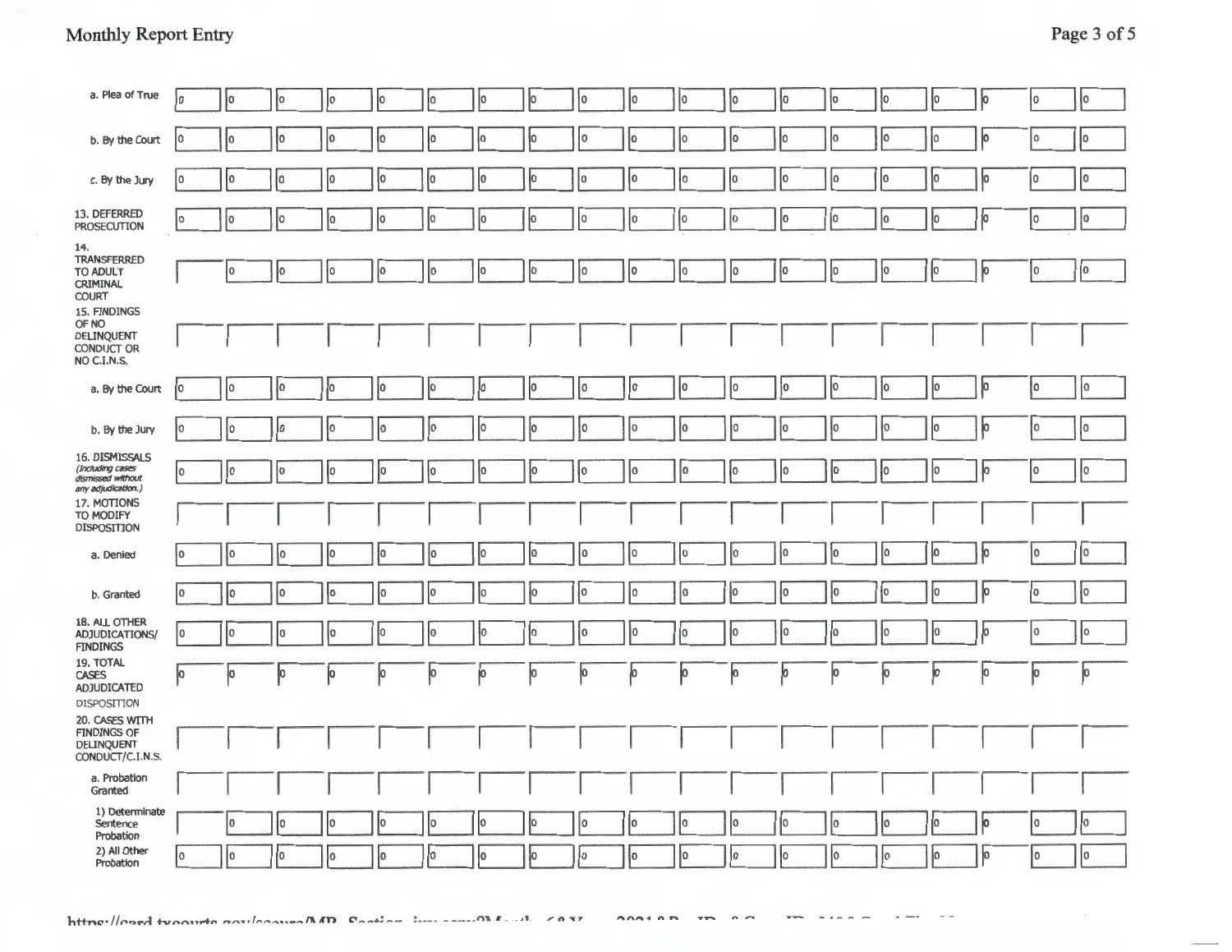| | | | | | | | | | | | | | | | | | | | |
|---|---|---|---|---|---|---|---|---|---|---|---|---|---|---|---|---|---|---|---|
| a. Plea of True | 0 | 0 | 0 | 0 | 0 | 0 | 0 | 0 | 0 | 0 | 0 | 0 | 0 | 0 | 0 | 0 | 0 | 0 | 0 |
| b. By the Court | 0 | 0 | 0 | 0 | 0 | 0 | 0 | 0 | 0 | 0 | 0 | 0 | 0 | 0 | 0 | 0 | 0 | 0 | 0 |
| c. By the Jury | 0 | 0 | 0 | 0 | 0 | 0 | 0 | 0 | 0 | 0 | 0 | 0 | 0 | 0 | 0 | 0 | 0 | 0 | 0 |
| 13. DEFERRED PROSECUTION | 0 | 0 | 0 | 0 | 0 | 0 | 0 | 0 | 0 | 0 | 0 | 0 | 0 | 0 | 0 | 0 | 0 | 0 | 0 |
| 14. TRANSFERRED TO ADULT CRIMINAL COURT | | 0 | 0 | 0 | 0 | 0 | 0 | 0 | 0 | 0 | 0 | 0 | 0 | 0 | 0 | 0 | 0 | 0 | 0 |
| 15. FINDINGS OF NO DELINQUENT CONDUCT OR NO C.I.N.S. | | | | | | | | | | | | | | | | | | | |
| a. By the Court | 0 | 0 | 0 | 0 | 0 | 0 | 0 | 0 | 0 | 0 | 0 | 0 | 0 | 0 | 0 | 0 | 0 | 0 | 0 |
| b. By the Jury | 0 | 0 | 0 | 0 | 0 | 0 | 0 | 0 | 0 | 0 | 0 | 0 | 0 | 0 | 0 | 0 | 0 | 0 | 0 |
| 16. DISMISSALS *(Including cases dismissed without any adjudication.)* | 0 | 0 | 0 | 0 | 0 | 0 | 0 | 0 | 0 | 0 | 0 | 0 | 0 | 0 | 0 | 0 | 0 | 0 | 0 |
| 17. MOTIONS TO MODIFY DISPOSITION | | | | | | | | | | | | | | | | | | | |
| a. Denied | 0 | 0 | 0 | 0 | 0 | 0 | 0 | 0 | 0 | 0 | 0 | 0 | 0 | 0 | 0 | 0 | 0 | 0 | 0 |
| b. Granted | 0 | 0 | 0 | 0 | 0 | 0 | 0 | 0 | 0 | 0 | 0 | 0 | 0 | 0 | 0 | 0 | 0 | 0 | 0 |
| 18. ALL OTHER ADJUDICATIONS/ FINDINGS | 0 | 0 | 0 | 0 | 0 | 0 | 0 | 0 | 0 | 0 | 0 | 0 | 0 | 0 | 0 | 0 | 0 | 0 | 0 |
| 19. TOTAL CASES ADJUDICATED | 0 | 0 | 0 | 0 | 0 | 0 | 0 | 0 | 0 | 0 | 0 | 0 | 0 | 0 | 0 | 0 | 0 | 0 | 0 |
| DISPOSITION | | | | | | | | | | | | | | | | | | | |
| 20. CASES WITH FINDINGS OF DELINQUENT CONDUCT/C.I.N.S. | | | | | | | | | | | | | | | | | | | |
| a. Probation Granted | | | | | | | | | | | | | | | | | | | |
| 1) Determinate Sentence Probation | | 0 | 0 | 0 | 0 | 0 | 0 | 0 | 0 | 0 | 0 | 0 | 0 | 0 | 0 | 0 | 0 | 0 | 0 |
| 2) All Other Probation | 0 | 0 | 0 | 0 | 0 | 0 | 0 | 0 | 0 | 0 | 0 | 0 | 0 | 0 | 0 | 0 | 0 | 0 | 0 |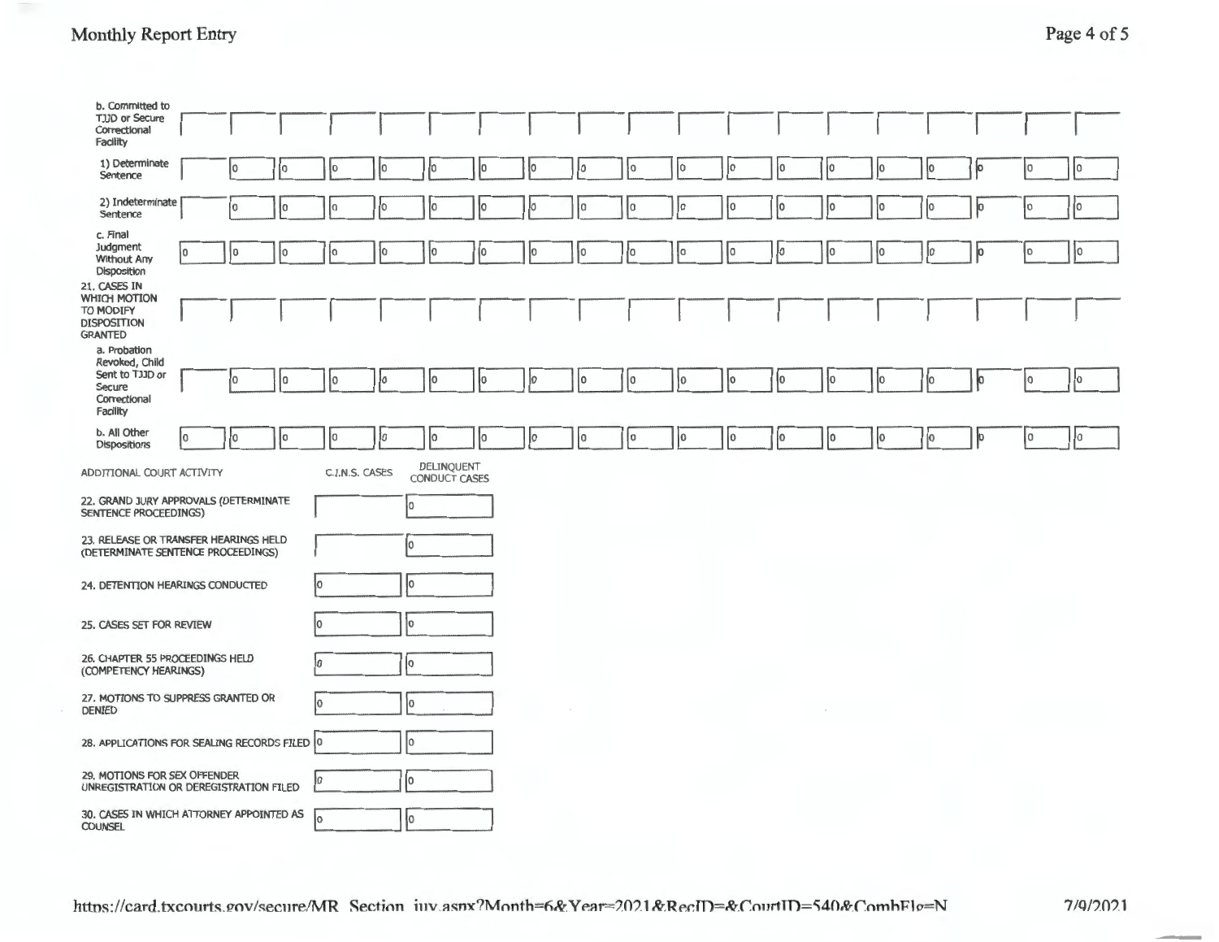| | | | | | | | | | | | | | | | | | | | |
|---|---|---|---|---|---|---|---|---|---|---|---|---|---|---|---|---|---|---|---|
| b. Committed to TJJD or Secure Correctional Facility | | | | | | | | | | | | | | | | | | | |
| 1) Determinate Sentence | | 0 | 0 | 0 | 0 | 0 | 0 | 0 | 0 | 0 | 0 | 0 | 0 | 0 | 0 | 0 | 0 | 0 | 0 |
| 2) Indeterminate Sentence | | 0 | 0 | 0 | 0 | 0 | 0 | 0 | 0 | 0 | 0 | 0 | 0 | 0 | 0 | 0 | 0 | 0 | 0 |
| c. Final Judgment Without Any Disposition | 0 | 0 | 0 | 0 | 0 | 0 | 0 | 0 | 0 | 0 | 0 | 0 | 0 | 0 | 0 | 0 | 0 | 0 | 0 |
| 21. CASES IN WHICH MOTION TO MODIFY DISPOSITION GRANTED | | | | | | | | | | | | | | | | | | | |
| a. Probation Revoked, Child Sent to TJJD or Secure Correctional Facility | | 0 | 0 | 0 | 0 | 0 | 0 | 0 | 0 | 0 | 0 | 0 | 0 | 0 | 0 | 0 | 0 | 0 | 0 |
| b. All Other Dispositions | 0 | 0 | 0 | 0 | 0 | 0 | 0 | 0 | 0 | 0 | 0 | 0 | 0 | 0 | 0 | 0 | 0 | 0 | 0 |

| ADDITIONAL COURT ACTIVITY | C.I.N.S. CASES | DELINQUENT CONDUCT CASES |
|---|---|---|
| 22. GRAND JURY APPROVALS (DETERMINATE SENTENCE PROCEEDINGS) | | 0 |
| 23. RELEASE OR TRANSFER HEARINGS HELD (DETERMINATE SENTENCE PROCEEDINGS) | | 0 |
| 24. DETENTION HEARINGS CONDUCTED | 0 | 0 |
| 25. CASES SET FOR REVIEW | 0 | 0 |
| 26. CHAPTER 55 PROCEEDINGS HELD (COMPETENCY HEARINGS) | 0 | 0 |
| 27. MOTIONS TO SUPPRESS GRANTED OR DENIED | 0 | 0 |
| 28. APPLICATIONS FOR SEALING RECORDS FILED | 0 | 0 |
| 29. MOTIONS FOR SEX OFFENDER UNREGISTRATION OR DEREGISTRATION FILED | 0 | 0 |
| 30. CASES IN WHICH ATTORNEY APPOINTED AS COUNSEL | 0 | 0 |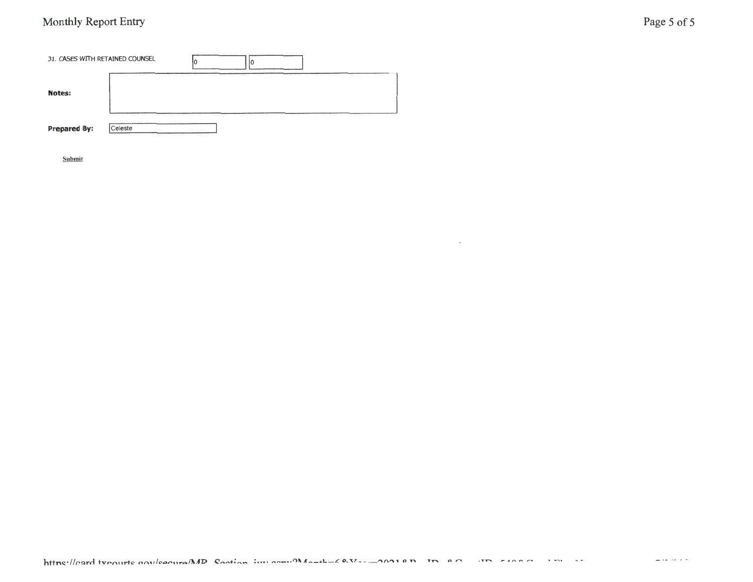| 31. CASES WITH RETAINED COUNSEL | 0 | 0 |
|---|---|---|

**Notes:**

**Prepared By:** Celeste

**Submit**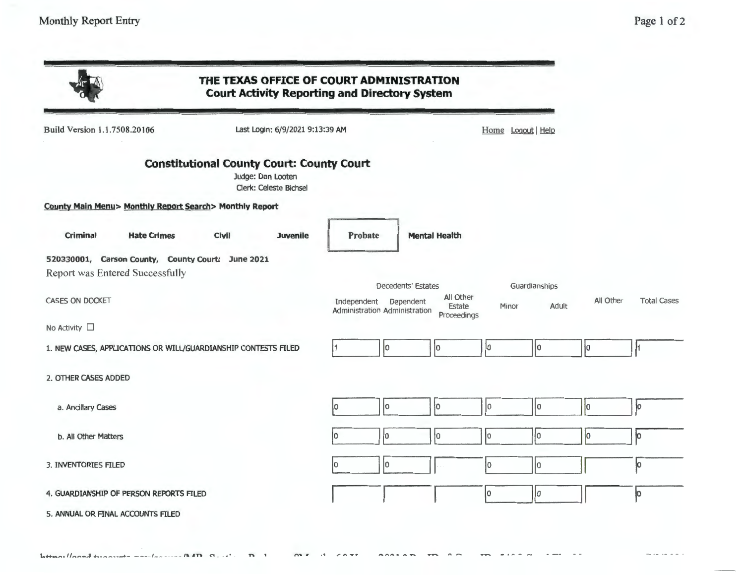# THE TEXAS OFFICE OF COURT ADMINISTRATION
## Court Activity Reporting and Directory System

Build Version 1.1.7508.20106 | Last Login: 6/9/2021 9:13:39 AM | Home Logout | Help

### Constitutional County Court: County Court

Judge: Dan Looten
Clerk: Celeste Bichsel

**County Main Menu> Monthly Report Search> Monthly Report**

**Criminal** | **Hate Crimes** | **Civil** | **Juvenile** | **Probate** | **Mental Health**

**520330001, Carson County, County Court: June 2021**

Report was Entered Successfully

| CASES ON DOCKET | Decedents' Estates | | | Guardianships | | All Other | Total Cases |
|---|---|---|---|---|---|---|---|
| | Independent Administration | Dependent Administration | All Other Estate Proceedings | Minor | Adult | | |
| No Activity ☐ | | | | | | | |
| 1. NEW CASES, APPLICATIONS OR WILL/GUARDIANSHIP CONTESTS FILED | 1 | 0 | 0 | 0 | 0 | 0 | 1 |
| 2. OTHER CASES ADDED | | | | | | | |
| a. Ancillary Cases | 0 | 0 | 0 | 0 | 0 | 0 | 0 |
| b. All Other Matters | 0 | 0 | 0 | 0 | 0 | 0 | 0 |
| 3. INVENTORIES FILED | 0 | 0 | | 0 | 0 | | 0 |
| 4. GUARDIANSHIP OF PERSON REPORTS FILED | | | | 0 | 0 | | 0 |
| 5. ANNUAL OR FINAL ACCOUNTS FILED | | | | | | | |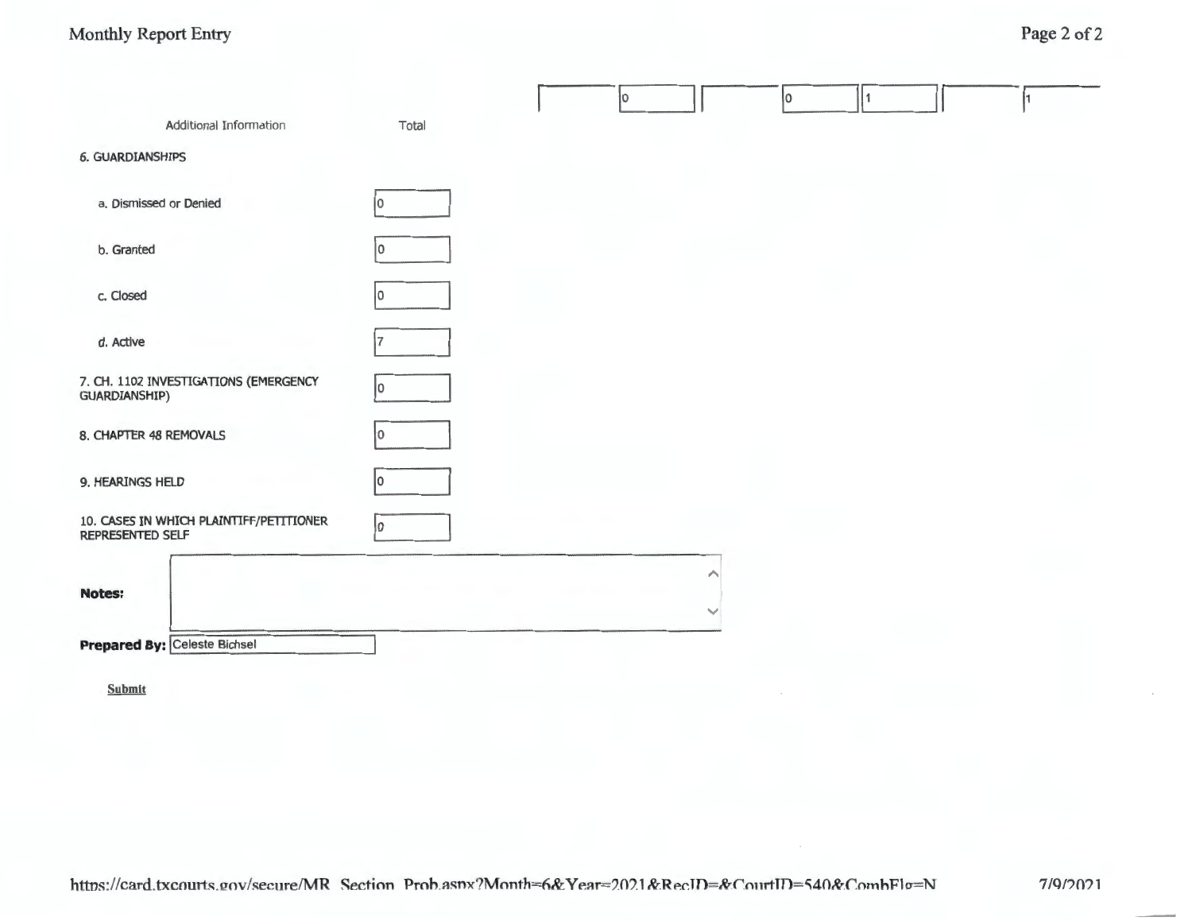| | 0 | | 0 | 1 | | 1 |
|---|---|---|---|---|---|---|

| Additional Information | Total |
|---|---|
| **6. GUARDIANSHIPS** | |
| a. Dismissed or Denied | 0 |
| b. Granted | 0 |
| c. Closed | 0 |
| d. Active | 7 |
| 7. CH. 1102 INVESTIGATIONS (EMERGENCY GUARDIANSHIP) | 0 |
| 8. CHAPTER 48 REMOVALS | 0 |
| 9. HEARINGS HELD | 0 |
| 10. CASES IN WHICH PLAINTIFF/PETITIONER REPRESENTED SELF | 0 |

**Notes:**

**Prepared By:** Celeste Bichsel

Submit

https://card.txcourts.gov/secure/MR_Section_Prob.aspx?Month=6&Year=2021&RecID=&CourtID=540&CombFlg=N

7/9/2021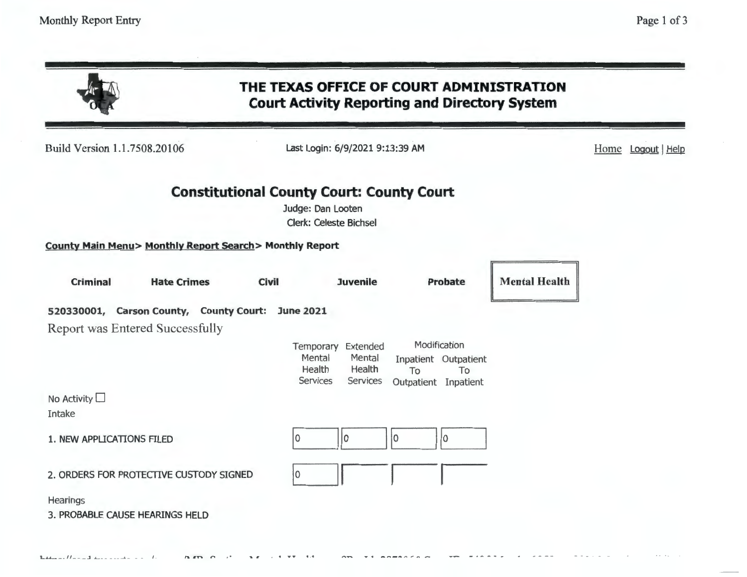# THE TEXAS OFFICE OF COURT ADMINISTRATION
## Court Activity Reporting and Directory System

Build Version 1.1.7508.20106 | Last Login: 6/9/2021 9:13:39 AM | Home Logout | Help

## Constitutional County Court: County Court

Judge: Dan Looten

Clerk: Celeste Bichsel

**County Main Menu> Monthly Report Search> Monthly Report**

**Criminal** | **Hate Crimes** | **Civil** | **Juvenile** | **Probate** | **Mental Health**

**520330001, Carson County, County Court: June 2021**

Report was Entered Successfully

| | Temporary Mental Health Services | Extended Mental Health Services | Modification: Inpatient To Outpatient | Modification: Outpatient To Inpatient |
|---|---|---|---|---|
| No Activity ☐ | | | | |
| Intake | | | | |
| 1. NEW APPLICATIONS FILED | 0 | 0 | 0 | 0 |
| 2. ORDERS FOR PROTECTIVE CUSTODY SIGNED | 0 | | | |
| Hearings | | | | |
| 3. PROBABLE CAUSE HEARINGS HELD | | | | |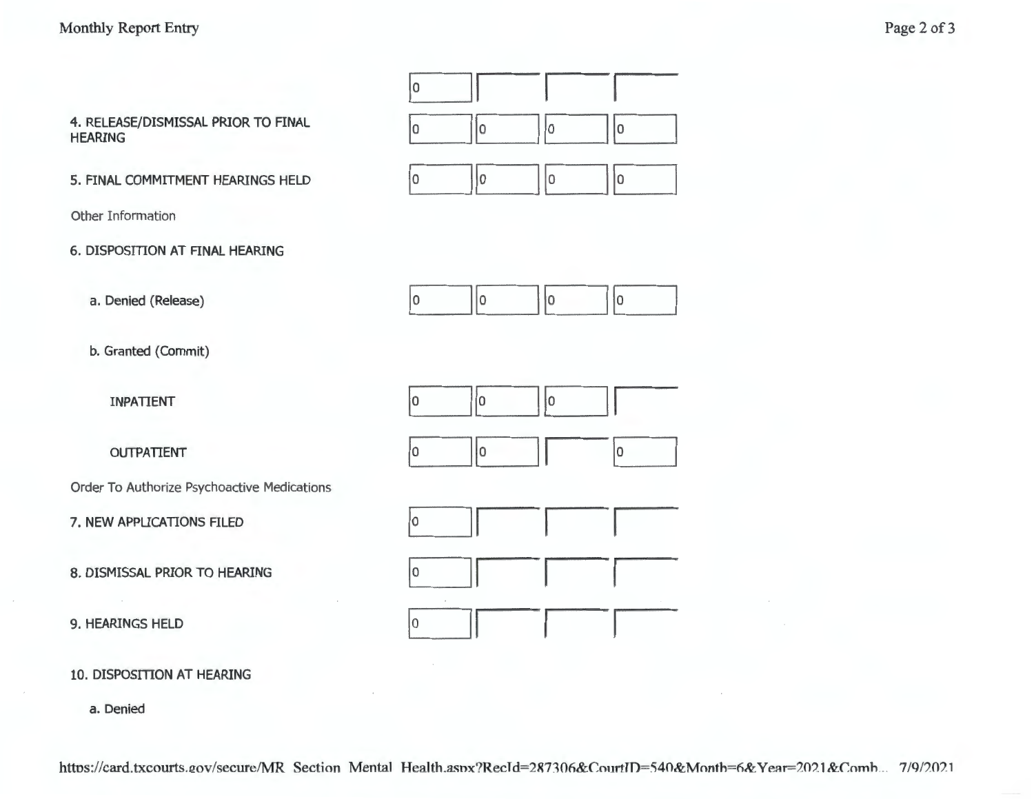| | | | | |
|---|---|---|---|---|
| | 0 | | | |
| 4. RELEASE/DISMISSAL PRIOR TO FINAL HEARING | 0 | 0 | 0 | 0 |
| 5. FINAL COMMITMENT HEARINGS HELD | 0 | 0 | 0 | 0 |

Other Information

6. DISPOSITION AT FINAL HEARING

| | | | | |
|---|---|---|---|---|
| a. Denied (Release) | 0 | 0 | 0 | 0 |
| b. Granted (Commit) | | | | |
| INPATIENT | 0 | 0 | 0 | |
| OUTPATIENT | 0 | 0 | | 0 |

Order To Authorize Psychoactive Medications

| | | | | |
|---|---|---|---|---|
| 7. NEW APPLICATIONS FILED | 0 | | | |
| 8. DISMISSAL PRIOR TO HEARING | 0 | | | |
| 9. HEARINGS HELD | 0 | | | |

10. DISPOSITION AT HEARING

a. Denied

https://card.txcourts.gov/secure/MR_Section_Mental_Health.aspx?RecId=287306&CourtID=540&Month=6&Year=2021&Comb... 7/9/2021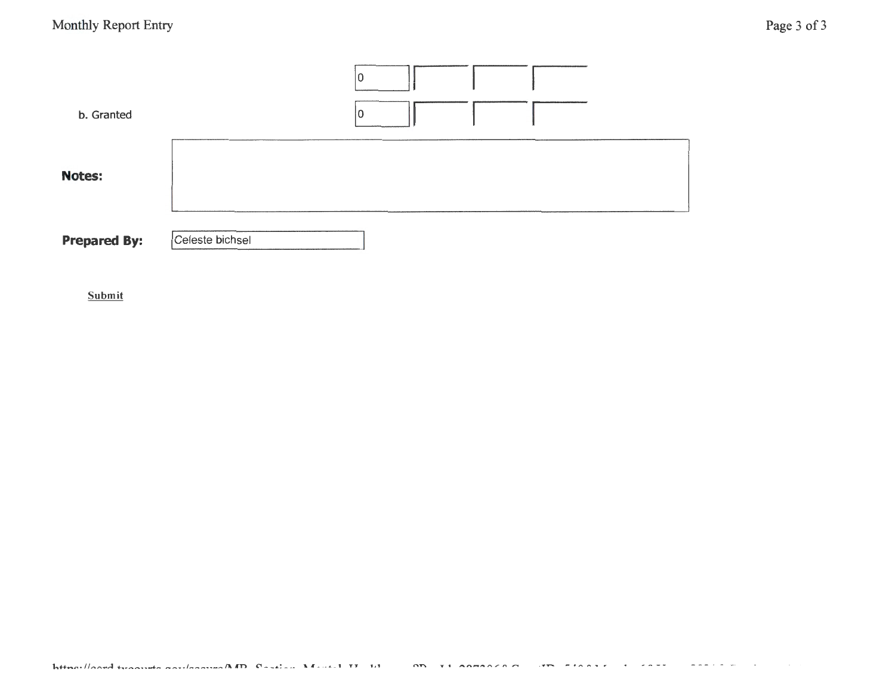| | | | | |
|---|---|---|---|---|
| | 0 | | | |
| b. Granted | 0 | | | |

**Notes:**

**Prepared By:** Celeste bichsel

Submit